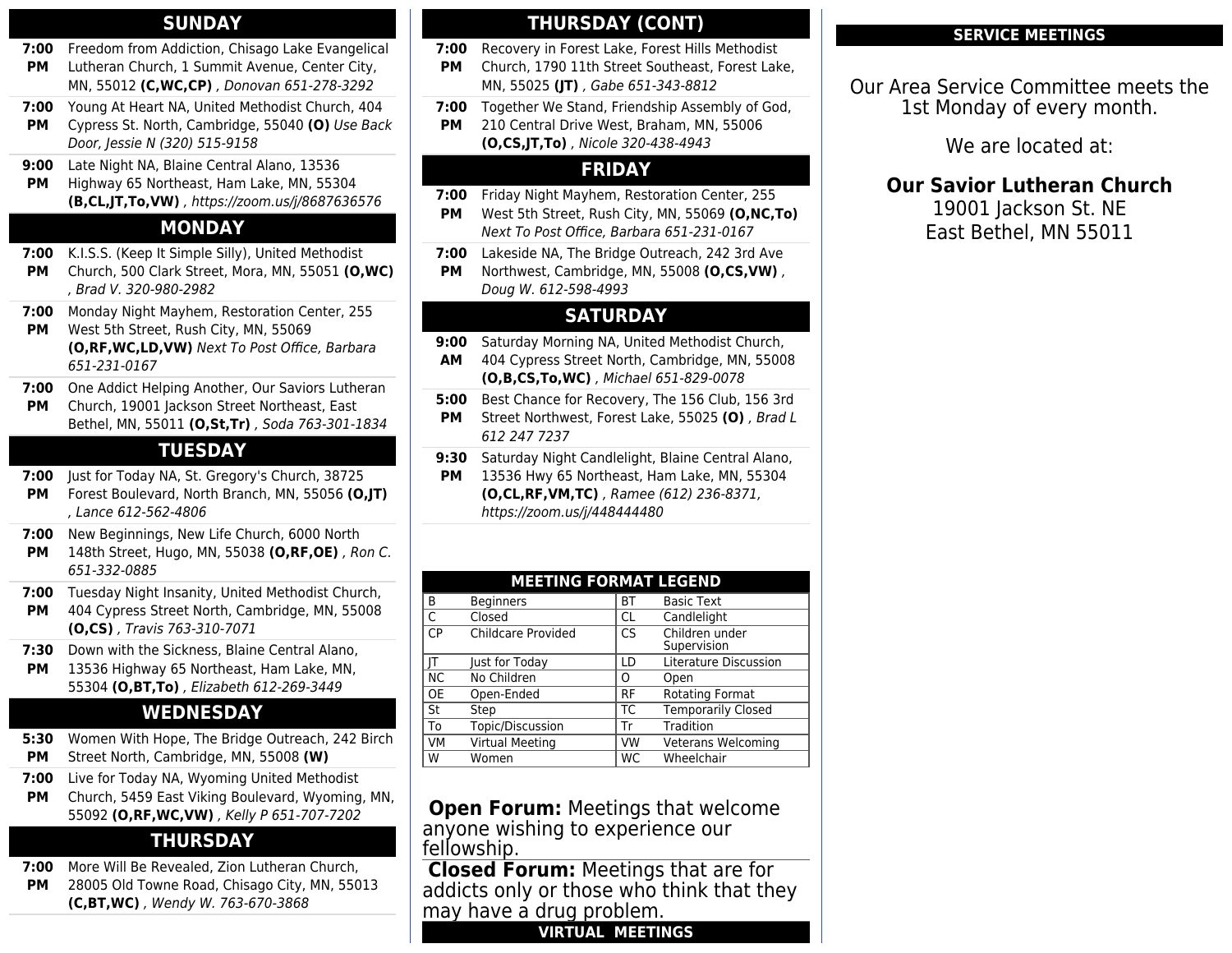## SUNDAY

**7:00 PM** Freedom from Addiction, Chisago Lake Evangelical Lutheran Church, 1 Summit Avenue, Center City, MN, 55012 **(C,WC,CP)** , *Donovan 651-278-3292*

**7:00 PM** Young At Heart NA, United Methodist Church, 404 Cypress St. North, Cambridge, 55040 **(O)** *Use Back Door, Jessie N (320) 515-9158*

**9:00 PM** Late Night NA, Blaine Central Alano, 13536 Highway 65 Northeast, Ham Lake, MN, 55304 **(B,CL,JT,To,VW)** , *https://zoom.us/j/8687636576*

## MONDAY

**7:00 PM** K.I.S.S. (Keep It Simple Silly), United Methodist Church, 500 Clark Street, Mora, MN, 55051 **(O,WC)** , *Brad V. 320-980-2982*

**7:00 PM** Monday Night Mayhem, Restoration Center, 255 West 5th Street, Rush City, MN, 55069 **(O,RF,WC,LD,VW)** *Next To Post Office, Barbara 651-231-0167*

**7:00 PM** One Addict Helping Another, Our Saviors Lutheran Church, 19001 Jackson Street Northeast, East Bethel, MN, 55011 **(O,St,Tr)** *, Soda 763-301-1834*

## TUESDAY

**7:00 PM** Just for Today NA, St. Gregory's Church, 38725 Forest Boulevard, North Branch, MN, 55056 **(O,JT)** , *Lance 612-562-4806*

**7:00 PM** New Beginnings, New Life Church, 6000 North 148th Street, Hugo, MN, 55038 **(O,RF,OE)** , *Ron C. 651-332-0885*

**7:00 PM** Tuesday Night Insanity, United Methodist Church, 404 Cypress Street North, Cambridge, MN, 55008 **(O,CS)** , *Travis 763-310-7071*

**7:30 PM** Down with the Sickness, Blaine Central Alano, 13536 Highway 65 Northeast, Ham Lake, MN, 55304 **(O,BT,To)** , *Elizabeth 612-269-3449*

## WEDNESDAY

**5:30 PM** Women With Hope, The Bridge Outreach, 242 Birch Street North, Cambridge, MN, 55008 **(W)**

**7:00 PM** Live for Today NA, Wyoming United Methodist Church, 5459 East Viking Boulevard, Wyoming, MN, 55092 **(O,RF,WC,VW)** , *Kelly P 651-707-7202*

## THURSDAY

**7:00 PM** More Will Be Revealed, Zion Lutheran Church, 28005 Old Towne Road, Chisago City, MN, 55013 **(C,BT,WC)** , *Wendy W. 763-670-3868*

## THURSDAY (CONT)

**7:00 PM** Recovery in Forest Lake, Forest Hills Methodist Church, 1790 11th Street Southeast, Forest Lake, MN, 55025 **(JT)** , *Gabe 651-343-8812*

**7:00 PM** Together We Stand, Friendship Assembly of God, 210 Central Drive West, Braham, MN, 55006 **(O,CS,JT,To)** , *Nicole 320-438-4943*

## FRIDAY

**7:00 PM** Friday Night Mayhem, Restoration Center, 255 West 5th Street, Rush City, MN, 55069 **(O,NC,To)** *Next To Post Office, Barbara 651-231-0167*

**7:00 PM** Lakeside NA, The Bridge Outreach, 242 3rd Ave Northwest, Cambridge, MN, 55008 **(O,CS,VW)** , *Doug W. 612-598-4993*

## SATURDAY

**9:00 AM** Saturday Morning NA, United Methodist Church, 404 Cypress Street North, Cambridge, MN, 55008 **(O,B,CS,To,WC)** , *Michael 651-829-0078*

**5:00 PM** Best Chance for Recovery, The 156 Club, 156 3rd Street Northwest, Forest Lake, 55025 **(O)** , *Brad L 612 247 7237*

**9:30 PM** Saturday Night Candlelight, Blaine Central Alano, 13536 Hwy 65 Northeast, Ham Lake, MN, 55304 **(O,CL,RF,VM,TC)** *, Ramee (612) 236-8371, https://zoom.us/j/448444480*

## MEETING FORMAT LEGEND

| | | | |
|---|---|---|---|
| B | Beginners | BT | Basic Text |
| C | Closed | CL | Candlelight |
| CP | Childcare Provided | CS | Children under Supervision |
| JT | Just for Today | LD | Literature Discussion |
| NC | No Children | O | Open |
| OE | Open-Ended | RF | Rotating Format |
| St | Step | TC | Temporarily Closed |
| To | Topic/Discussion | Tr | Tradition |
| VM | Virtual Meeting | VW | Veterans Welcoming |
| W | Women | WC | Wheelchair |

**Open Forum:** Meetings that welcome anyone wishing to experience our fellowship.

**Closed Forum:** Meetings that are for addicts only or those who think that they may have a drug problem.

## VIRTUAL MEETINGS

## SERVICE MEETINGS

Our Area Service Committee meets the 1st Monday of every month.

We are located at:

**Our Savior Lutheran Church**
19001 Jackson St. NE
East Bethel, MN 55011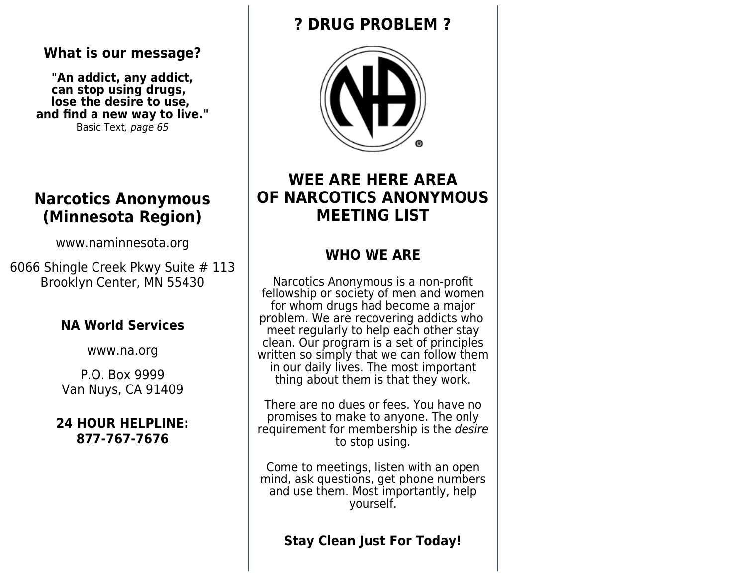### What is our message?

**"An addict, any addict,
can stop using drugs,
lose the desire to use,
and find a new way to live."**
Basic Text, *page 65*

## Narcotics Anonymous (Minnesota Region)

www.naminnesota.org

6066 Shingle Creek Pkwy Suite # 113
Brooklyn Center, MN 55430

### NA World Services

www.na.org

P.O. Box 9999
Van Nuys, CA 91409

**24 HOUR HELPLINE:
877-767-7676**

## ? DRUG PROBLEM ?

## WEE ARE HERE AREA OF NARCOTICS ANONYMOUS MEETING LIST

### WHO WE ARE

Narcotics Anonymous is a non-profit fellowship or society of men and women for whom drugs had become a major problem. We are recovering addicts who meet regularly to help each other stay clean. Our program is a set of principles written so simply that we can follow them in our daily lives. The most important thing about them is that they work.

There are no dues or fees. You have no promises to make to anyone. The only requirement for membership is the *desire* to stop using.

Come to meetings, listen with an open mind, ask questions, get phone numbers and use them. Most importantly, help yourself.

**Stay Clean Just For Today!**